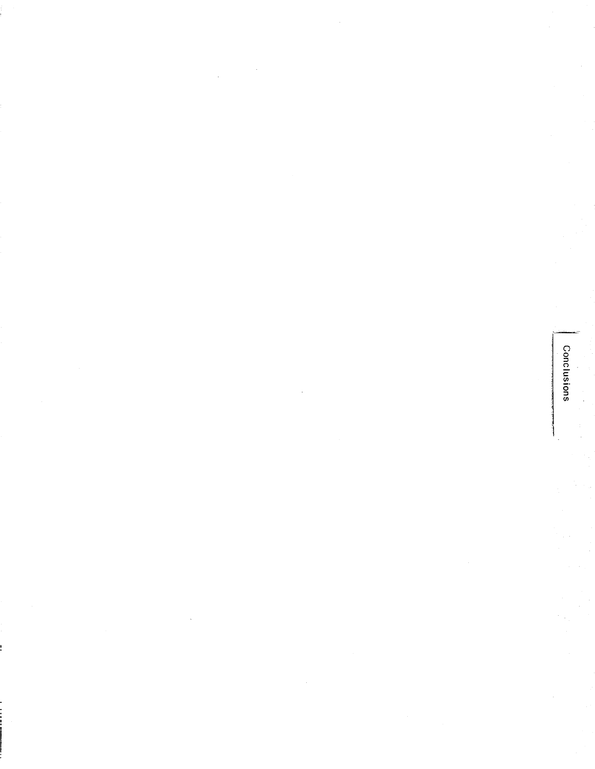# Conclusions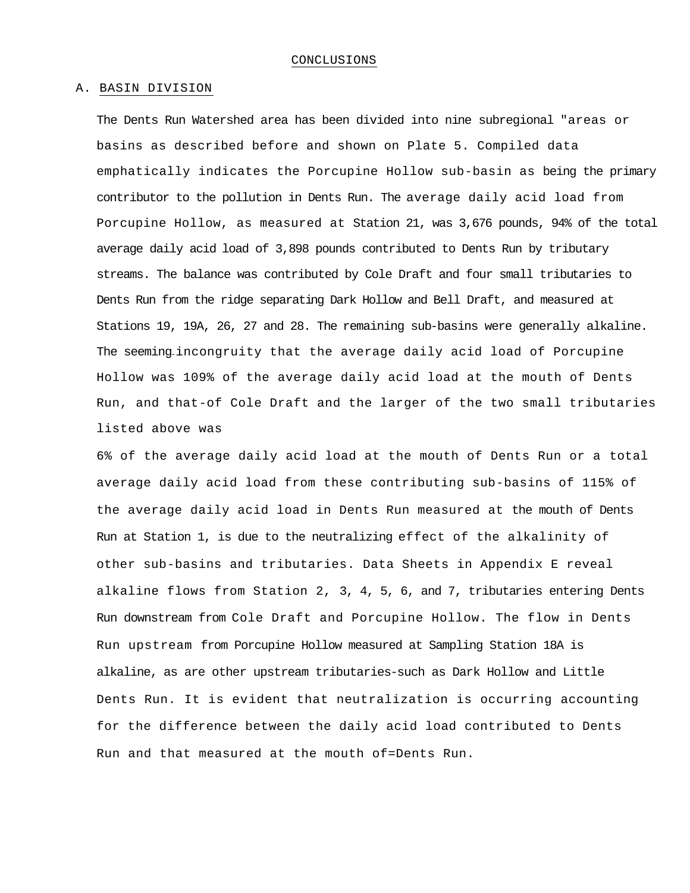# CONCLUSIONS

## A. BASIN DIVISION

The Dents Run Watershed area has been divided into nine subregional "areas or basins as described before and shown on Plate 5. Compiled data emphatically indicates the Porcupine Hollow sub-basin as being the primary contributor to the pollution in Dents Run. The average daily acid load from Porcupine Hollow, as measured at Station 21, was 3,676 pounds, 94% of the total average daily acid load of 3,898 pounds contributed to Dents Run by tributary streams. The balance was contributed by Cole Draft and four small tributaries to Dents Run from the ridge separating Dark Hollow and Bell Draft, and measured at Stations 19, 19A, 26, 27 and 28. The remaining sub-basins were generally alkaline. The seeming incongruity that the average daily acid load of Porcupine Hollow was 109% of the average daily acid load at the mouth of Dents Run, and that-of Cole Draft and the larger of the two small tributaries listed above was 6% of the average daily acid load at the mouth of Dents Run or a total average daily acid load from these contributing sub-basins of 115% of the average daily acid load in Dents Run measured at the mouth of Dents Run at Station 1, is due to the neutralizing effect of the alkalinity of other sub-basins and tributaries. Data Sheets in Appendix E reveal alkaline flows from Station 2, 3, 4, 5, 6, and 7, tributaries entering Dents Run downstream from Cole Draft and Porcupine Hollow. The flow in Dents Run upstream from Porcupine Hollow measured at Sampling Station 18A is alkaline, as are other upstream tributaries-such as Dark Hollow and Little Dents Run. It is evident that neutralization is occurring accounting for the difference between the daily acid load contributed to Dents Run and that measured at the mouth of=Dents Run.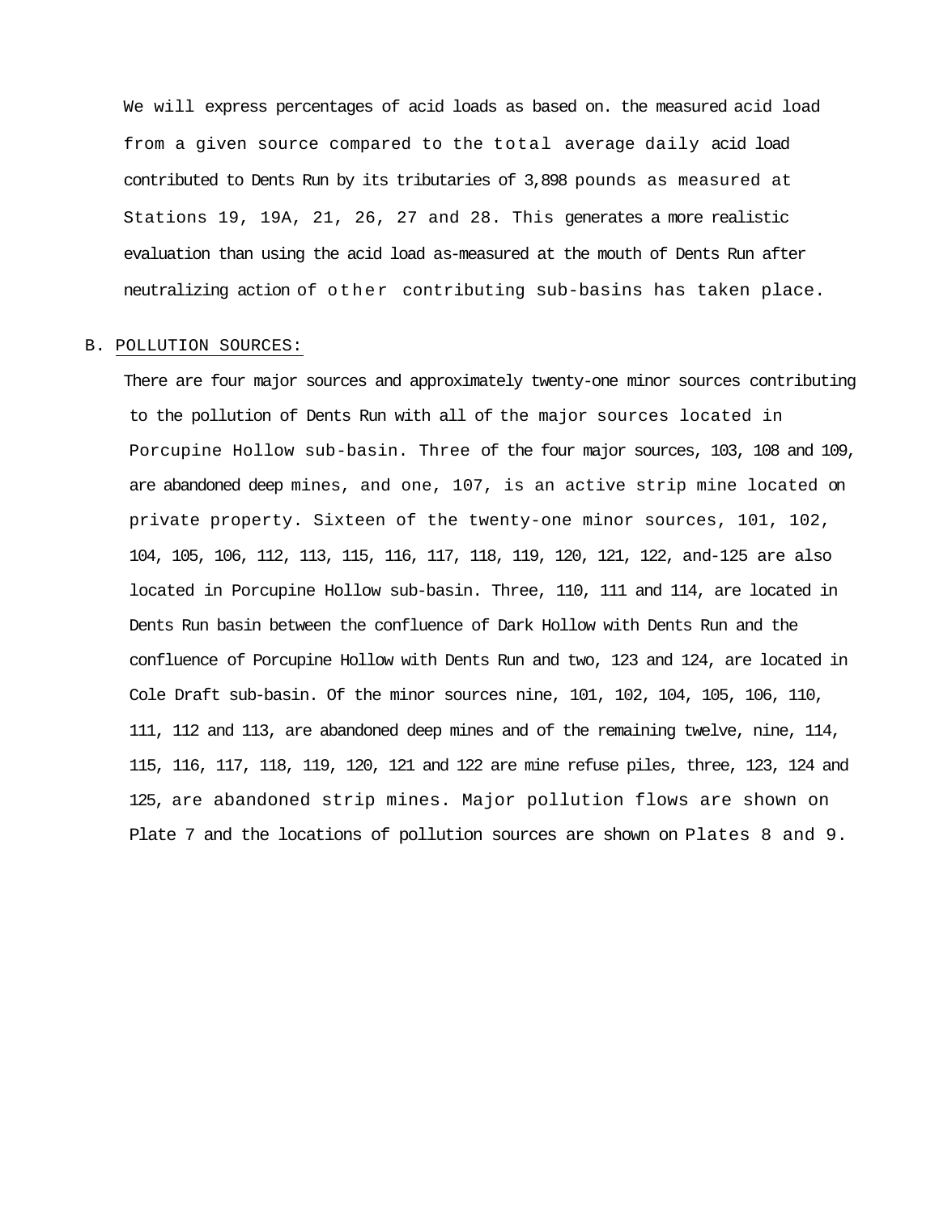We will express percentages of acid loads as based on. the measured acid load from a given source compared to the total average daily acid load contributed to Dents Run by its tributaries of 3,898 pounds as measured at Stations 19, 19A, 21, 26, 27 and 28. This generates a more realistic evaluation than using the acid load as-measured at the mouth of Dents Run after neutralizing action of other contributing sub-basins has taken place.

B. POLLUTION SOURCES:

There are four major sources and approximately twenty-one minor sources contributing to the pollution of Dents Run with all of the major sources located in Porcupine Hollow sub-basin. Three of the four major sources, 103, 108 and 109, are abandoned deep mines, and one, 107, is an active strip mine located on private property. Sixteen of the twenty-one minor sources, 101, 102, 104, 105, 106, 112, 113, 115, 116, 117, 118, 119, 120, 121, 122, and-125 are also located in Porcupine Hollow sub-basin. Three, 110, 111 and 114, are located in Dents Run basin between the confluence of Dark Hollow with Dents Run and the confluence of Porcupine Hollow with Dents Run and two, 123 and 124, are located in Cole Draft sub-basin. Of the minor sources nine, 101, 102, 104, 105, 106, 110, 111, 112 and 113, are abandoned deep mines and of the remaining twelve, nine, 114, 115, 116, 117, 118, 119, 120, 121 and 122 are mine refuse piles, three, 123, 124 and 125, are abandoned strip mines. Major pollution flows are shown on Plate 7 and the locations of pollution sources are shown on Plates 8 and 9.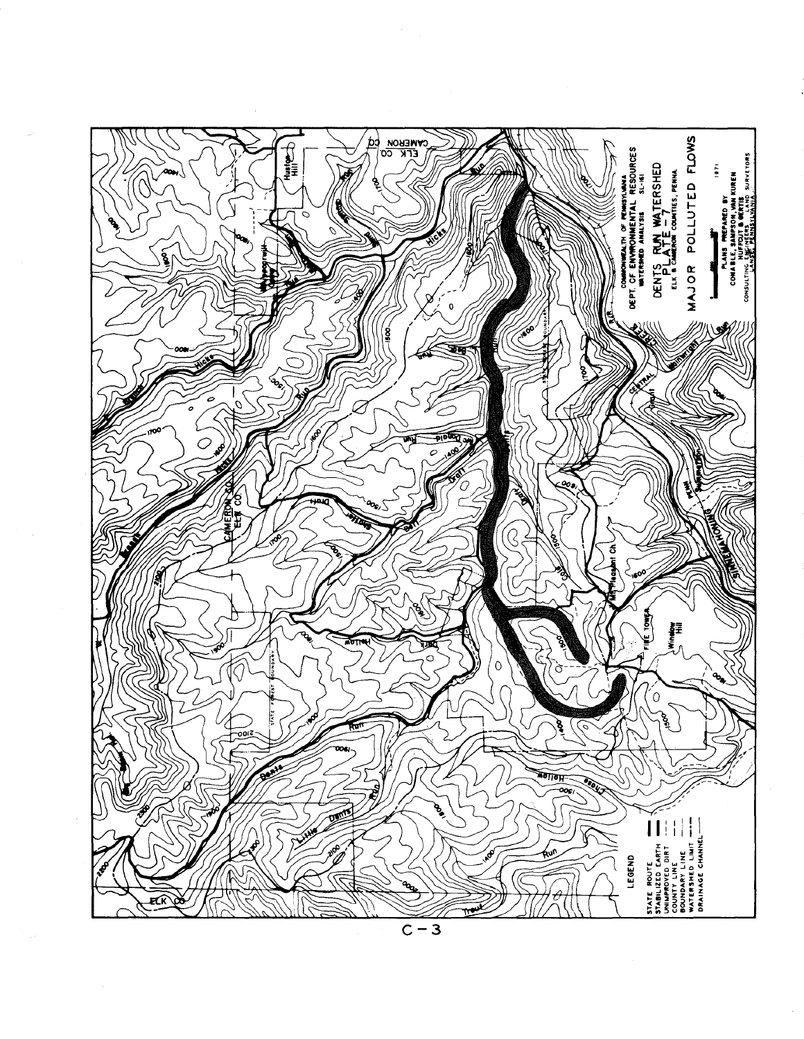COMMONWEALTH OF PENNSYLVANIA
DEPT. OF ENVIRONMENTAL RESOURCES
WATERSHED ANALYSIS SL-161

# DENTS RUN WATERSHED
## PLATE - 7
ELK & CAMERON COUNTIES, PENNA.

## MAJOR POLLUTED FLOWS

1971

PLANS PREPARED BY
CONABLE, SAMPSON, VAN KUREN
HUFFCUT & GERTIS
CONSULTING ENGINEERS AND SURVEYORS
LANSE, PENNSYLVANIA

LEGEND

- STATE ROUTE
- STABILIZED EARTH
- UNIMPROVED DIRT
- COUNTY LINE
- BOUNDARY LINE
- WATERSHED LIMIT
- DRAINAGE CHANNEL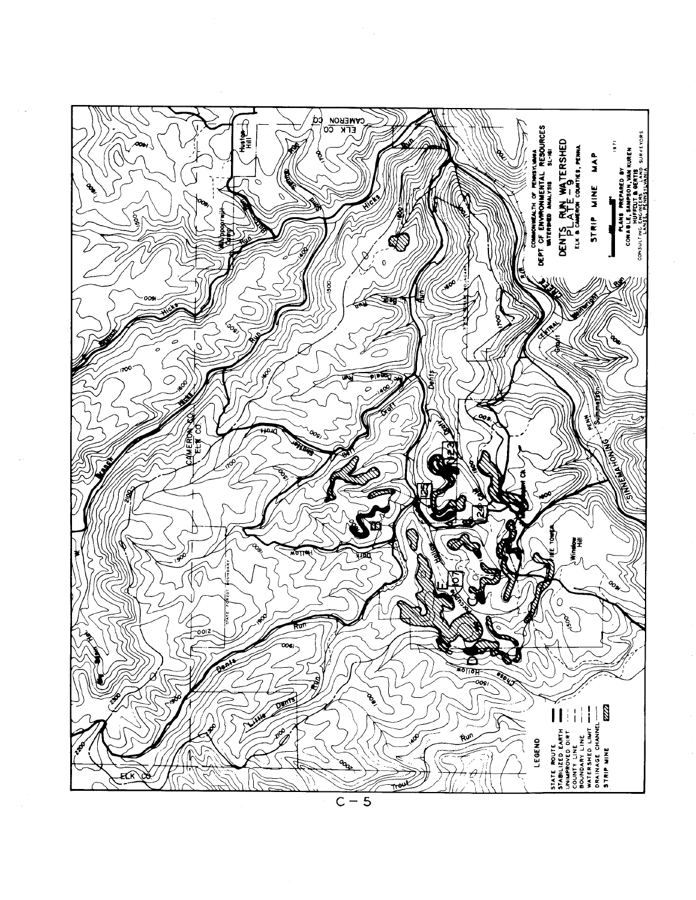COMMONWEALTH OF PENNSYLVANIA
DEPT OF ENVIRONMENTAL RESOURCES
WATERSHED ANALYSIS SL-161

# DENTS RUN WATERSHED
## PLATE - 9

ELK & CAMERON COUNTIES, PENNA

STRIP MINE MAP

1971

PLANS PREPARED BY
CONABLE, SAMPSON, VAN KUREN
HUFFCUT & GERTIS
CONSULTING ENGINEERS LAND SURVEYORS

**LEGEND**

STATE ROUTE
STABILIZED EARTH
UNIMPROVED DIRT
COUNTY LINE
BOUNDARY LINE
WATERSHED LIMIT
DRAINAGE CHANNEL
STRIP MINE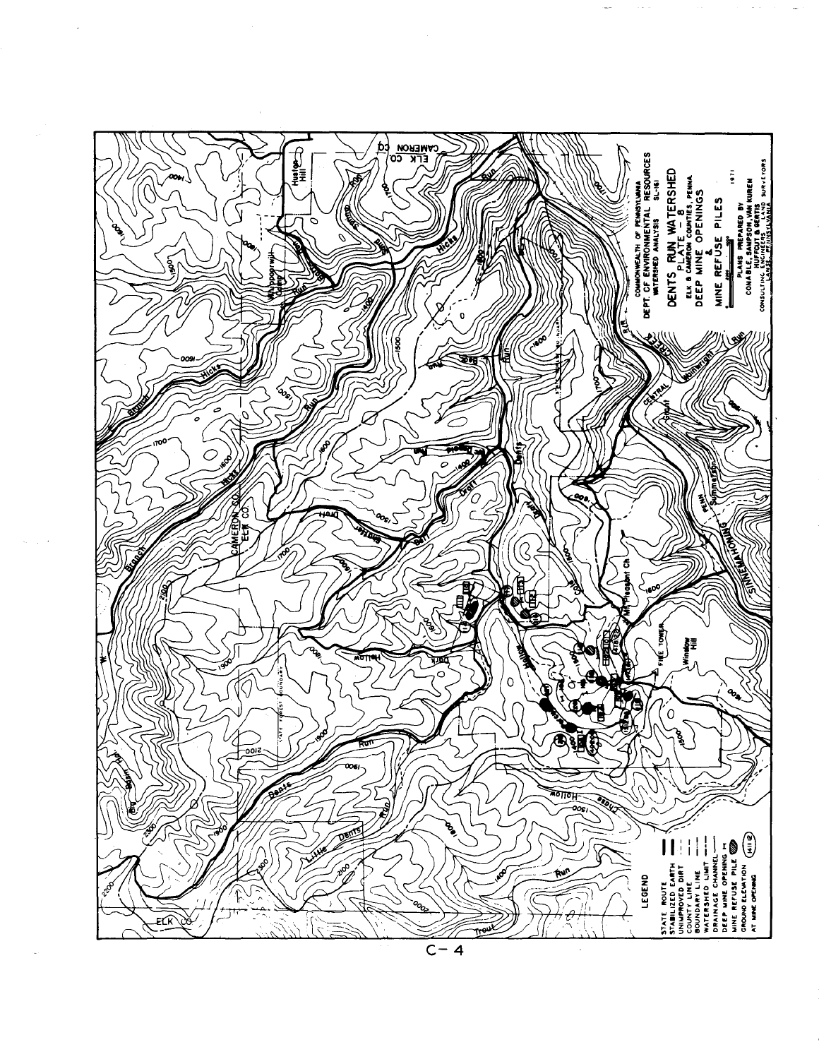COMMONWEALTH OF PENNSYLVANIA
DEPT. OF ENVIRONMENTAL RESOURCES
WATERSHED ANALYSIS SL-161

# DENTS RUN WATERSHED

PLATE - 8

ELK & CAMERON COUNTIES, PENNA

## DEEP MINE OPENINGS & MINE REFUSE PILES

1971

PLANS PREPARED BY
CONABLE, SAMPSON, VAN KUREN
HUFFOUT & GERTIS
CONSULTING ENGINEERS LAND SURVEYORS

**LEGEND**

- STATE ROUTE
- STABILIZED EARTH
- UNIMPROVED DIRT
- COUNTY LINE
- BOUNDARY LINE
- WATERSHED LIMIT
- DRAINAGE CHANNEL
- DEEP MINE OPENING
- MINE REFUSE PILE
- GROUND ELEVATION AT MINE OPENING

C-4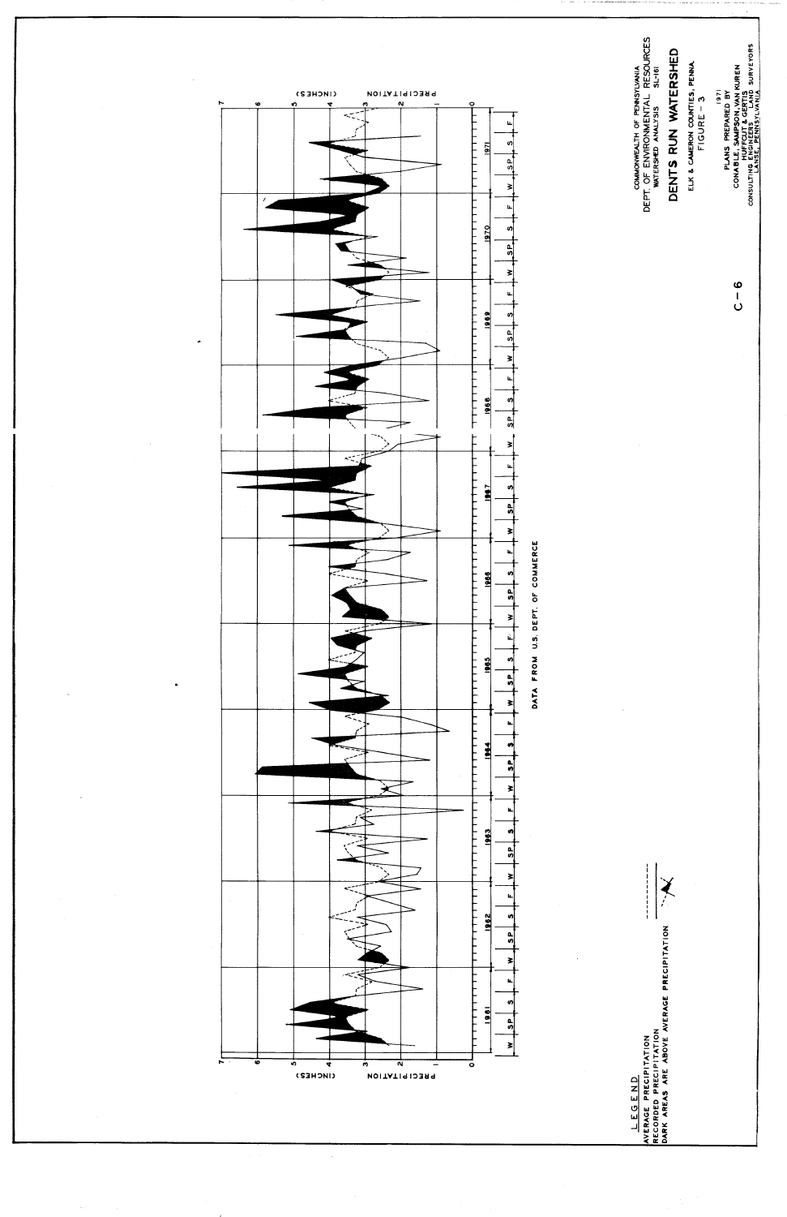COMMONWEALTH OF PENNSYLVANIA
DEPT. OF ENVIRONMENTAL RESOURCES
WATERSHED ANALYSIS SL-161

# DENTS RUN WATERSHED

ELK & CAMERON COUNTIES, PENNA.

FIGURE – 3

1971

PLANS PREPARED BY
CONABLE, SAMPSON, VAN KUREN
HUFFCUT & GERTIS
CONSULTING ENGINEERS LAND SURVEYORS
LANSE, PENNSYLVANIA

PRECIPITATION (INCHES)

0 1 2 3 4 5 6 7

1961 1962 1963 1964 1965 1966 1967 1968 1969 1970 1971

W SP S F

DATA FROM U.S. DEPT. OF COMMERCE

LEGEND

AVERAGE PRECIPITATION - - - - - - - -

RECORDED PRECIPITATION ————

DARK AREAS ARE ABOVE AVERAGE PRECIPITATION

C – 6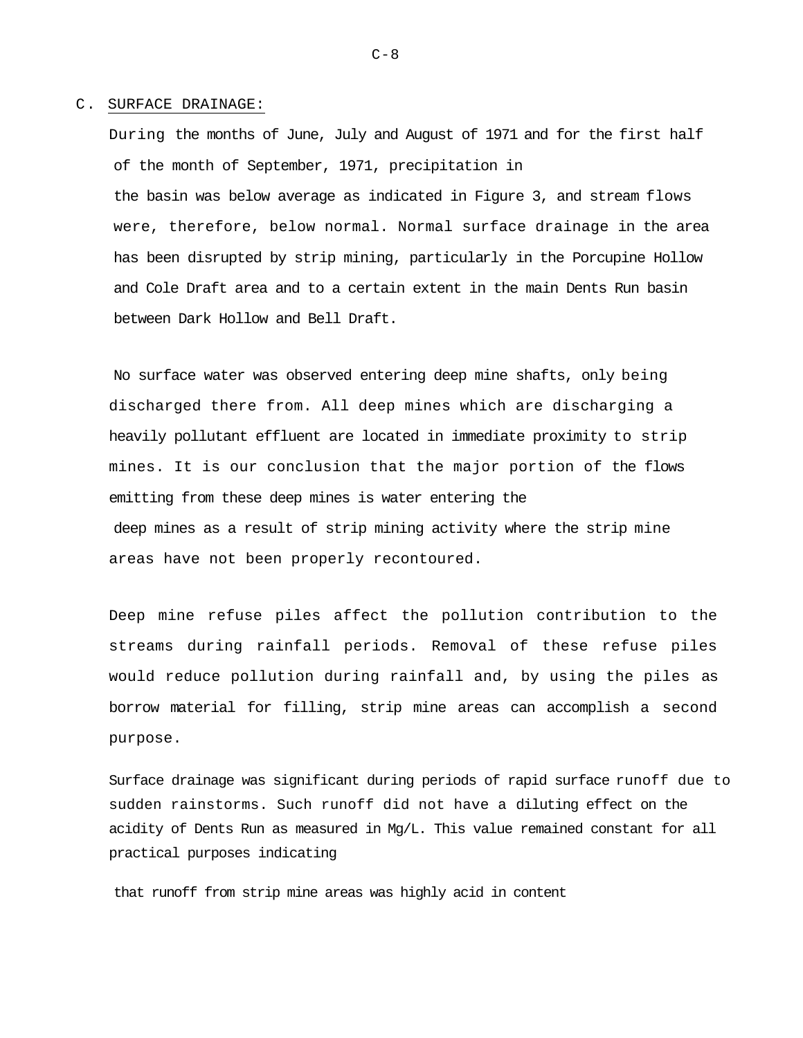## C. SURFACE DRAINAGE:

During the months of June, July and August of 1971 and for the first half of the month of September, 1971, precipitation in the basin was below average as indicated in Figure 3, and stream flows were, therefore, below normal. Normal surface drainage in the area has been disrupted by strip mining, particularly in the Porcupine Hollow and Cole Draft area and to a certain extent in the main Dents Run basin between Dark Hollow and Bell Draft.

No surface water was observed entering deep mine shafts, only being discharged there from. All deep mines which are discharging a heavily pollutant effluent are located in immediate proximity to strip mines. It is our conclusion that the major portion of the flows emitting from these deep mines is water entering the deep mines as a result of strip mining activity where the strip mine areas have not been properly recontoured.

Deep mine refuse piles affect the pollution contribution to the streams during rainfall periods. Removal of these refuse piles would reduce pollution during rainfall and, by using the piles as borrow material for filling, strip mine areas can accomplish a second purpose.

Surface drainage was significant during periods of rapid surface runoff due to sudden rainstorms. Such runoff did not have a diluting effect on the acidity of Dents Run as measured in Mg/L. This value remained constant for all practical purposes indicating that runoff from strip mine areas was highly acid in content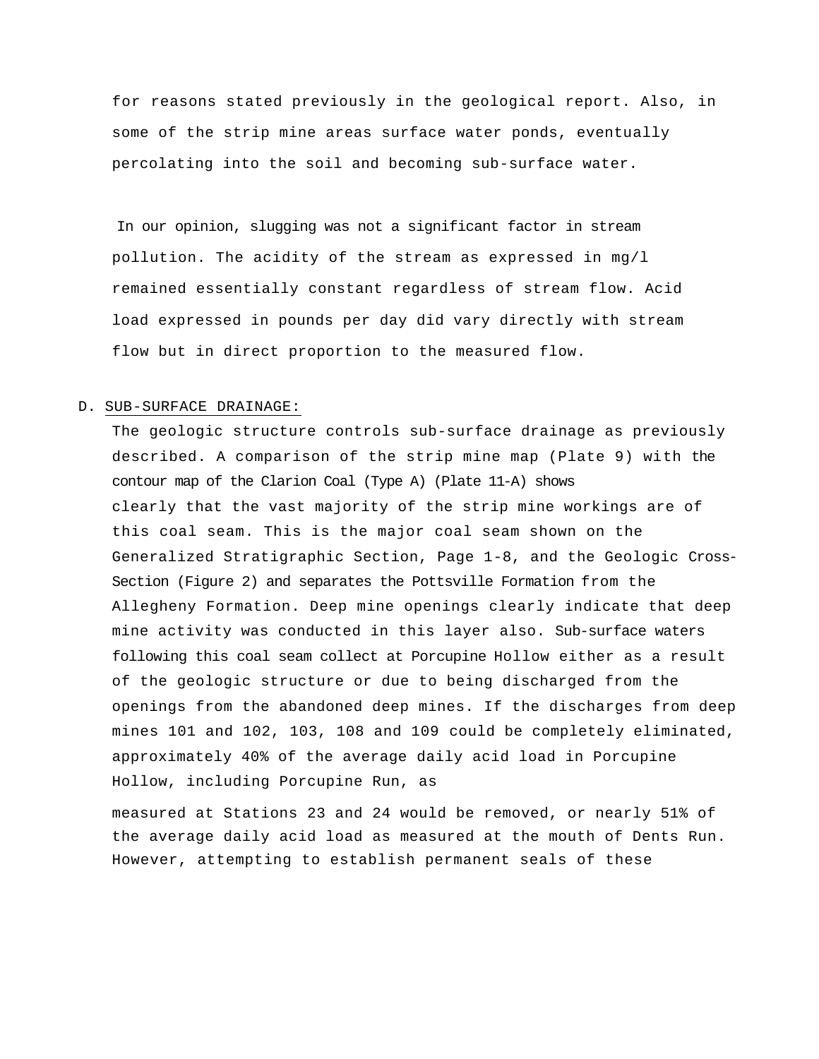for reasons stated previously in the geological report. Also, in some of the strip mine areas surface water ponds, eventually percolating into the soil and becoming sub-surface water.

In our opinion, slugging was not a significant factor in stream pollution. The acidity of the stream as expressed in mg/l remained essentially constant regardless of stream flow. Acid load expressed in pounds per day did vary directly with stream flow but in direct proportion to the measured flow.

D. SUB-SURFACE DRAINAGE:

The geologic structure controls sub-surface drainage as previously described. A comparison of the strip mine map (Plate 9) with the contour map of the Clarion Coal (Type A) (Plate 11-A) shows clearly that the vast majority of the strip mine workings are of this coal seam. This is the major coal seam shown on the Generalized Stratigraphic Section, Page 1-8, and the Geologic Cross-Section (Figure 2) and separates the Pottsville Formation from the Allegheny Formation. Deep mine openings clearly indicate that deep mine activity was conducted in this layer also. Sub-surface waters following this coal seam collect at Porcupine Hollow either as a result of the geologic structure or due to being discharged from the openings from the abandoned deep mines. If the discharges from deep mines 101 and 102, 103, 108 and 109 could be completely eliminated, approximately 40% of the average daily acid load in Porcupine Hollow, including Porcupine Run, as measured at Stations 23 and 24 would be removed, or nearly 51% of the average daily acid load as measured at the mouth of Dents Run. However, attempting to establish permanent seals of these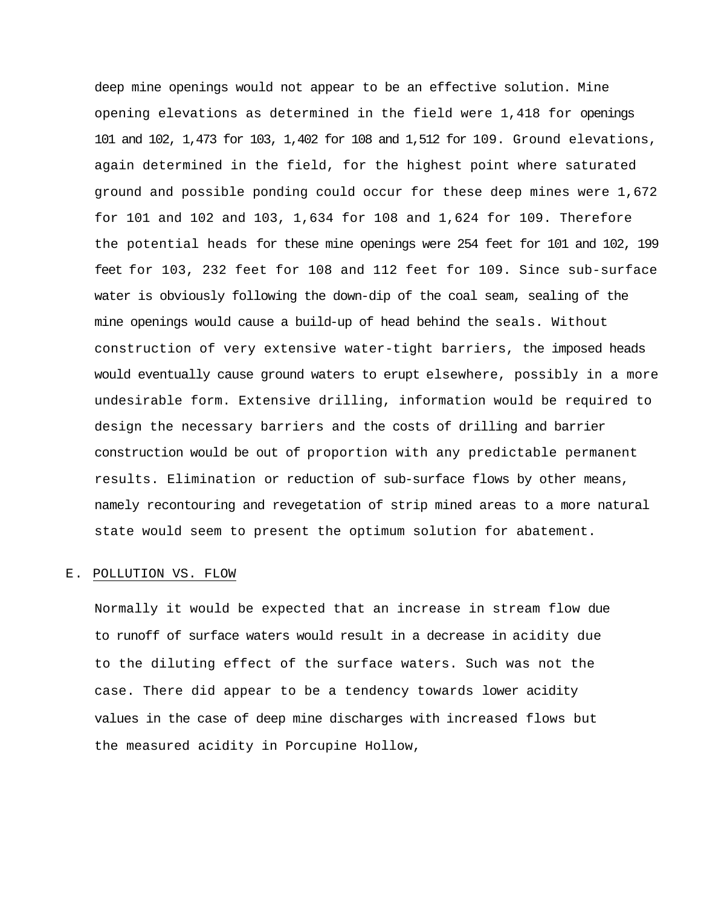deep mine openings would not appear to be an effective solution. Mine opening elevations as determined in the field were 1,418 for openings 101 and 102, 1,473 for 103, 1,402 for 108 and 1,512 for 109. Ground elevations, again determined in the field, for the highest point where saturated ground and possible ponding could occur for these deep mines were 1,672 for 101 and 102 and 103, 1,634 for 108 and 1,624 for 109. Therefore the potential heads for these mine openings were 254 feet for 101 and 102, 199 feet for 103, 232 feet for 108 and 112 feet for 109. Since sub-surface water is obviously following the down-dip of the coal seam, sealing of the mine openings would cause a build-up of head behind the seals. Without construction of very extensive water-tight barriers, the imposed heads would eventually cause ground waters to erupt elsewhere, possibly in a more undesirable form. Extensive drilling, information would be required to design the necessary barriers and the costs of drilling and barrier construction would be out of proportion with any predictable permanent results. Elimination or reduction of sub-surface flows by other means, namely recontouring and revegetation of strip mined areas to a more natural state would seem to present the optimum solution for abatement.

## E. POLLUTION VS. FLOW

Normally it would be expected that an increase in stream flow due to runoff of surface waters would result in a decrease in acidity due to the diluting effect of the surface waters. Such was not the case. There did appear to be a tendency towards lower acidity values in the case of deep mine discharges with increased flows but the measured acidity in Porcupine Hollow,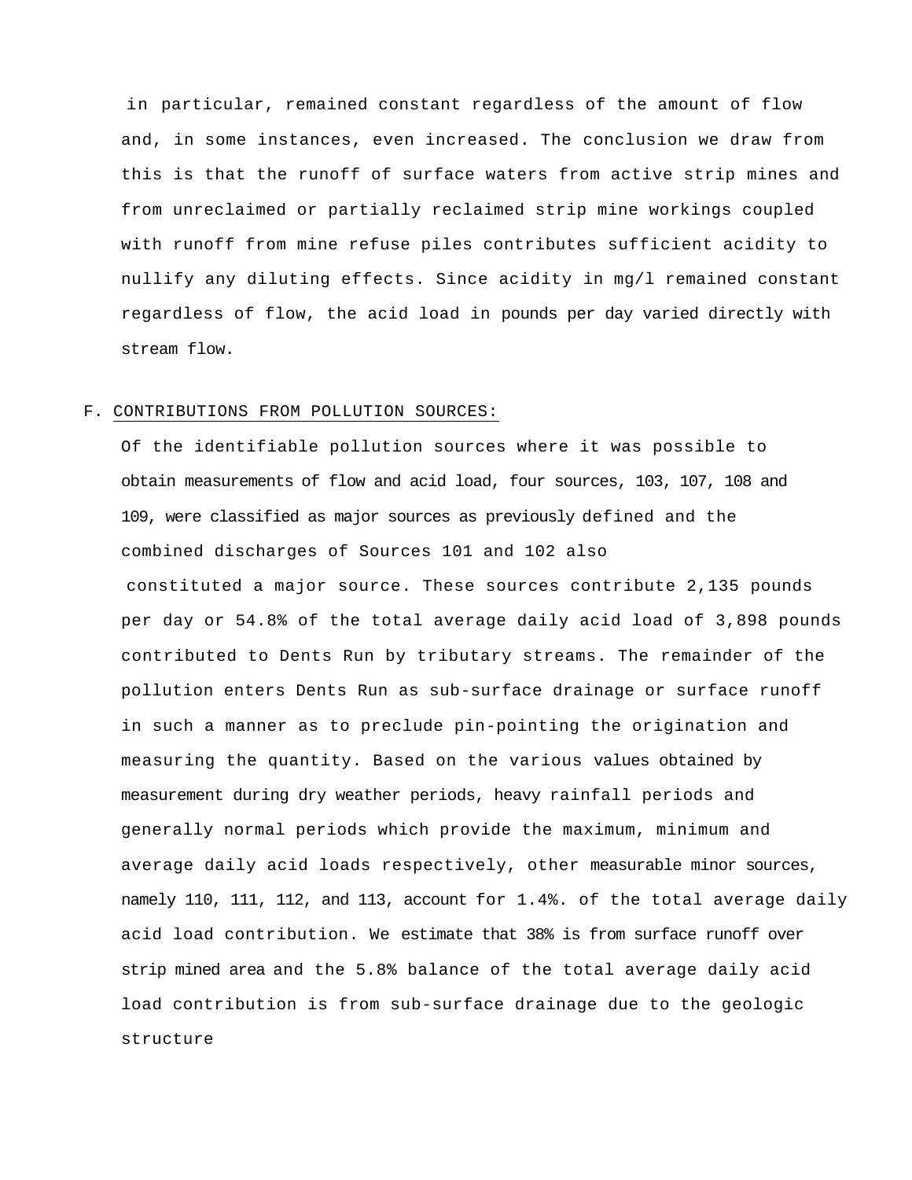in particular, remained constant regardless of the amount of flow and, in some instances, even increased. The conclusion we draw from this is that the runoff of surface waters from active strip mines and from unreclaimed or partially reclaimed strip mine workings coupled with runoff from mine refuse piles contributes sufficient acidity to nullify any diluting effects. Since acidity in mg/l remained constant regardless of flow, the acid load in pounds per day varied directly with stream flow.

F. <u>CONTRIBUTIONS FROM POLLUTION SOURCES:</u>

Of the identifiable pollution sources where it was possible to obtain measurements of flow and acid load, four sources, 103, 107, 108 and 109, were classified as major sources as previously defined and the combined discharges of Sources 101 and 102 also constituted a major source. These sources contribute 2,135 pounds per day or 54.8% of the total average daily acid load of 3,898 pounds contributed to Dents Run by tributary streams. The remainder of the pollution enters Dents Run as sub-surface drainage or surface runoff in such a manner as to preclude pin-pointing the origination and measuring the quantity. Based on the various values obtained by measurement during dry weather periods, heavy rainfall periods and generally normal periods which provide the maximum, minimum and average daily acid loads respectively, other measurable minor sources, namely 110, 111, 112, and 113, account for 1.4%. of the total average daily acid load contribution. We estimate that 38% is from surface runoff over strip mined area and the 5.8% balance of the total average daily acid load contribution is from sub-surface drainage due to the geologic structure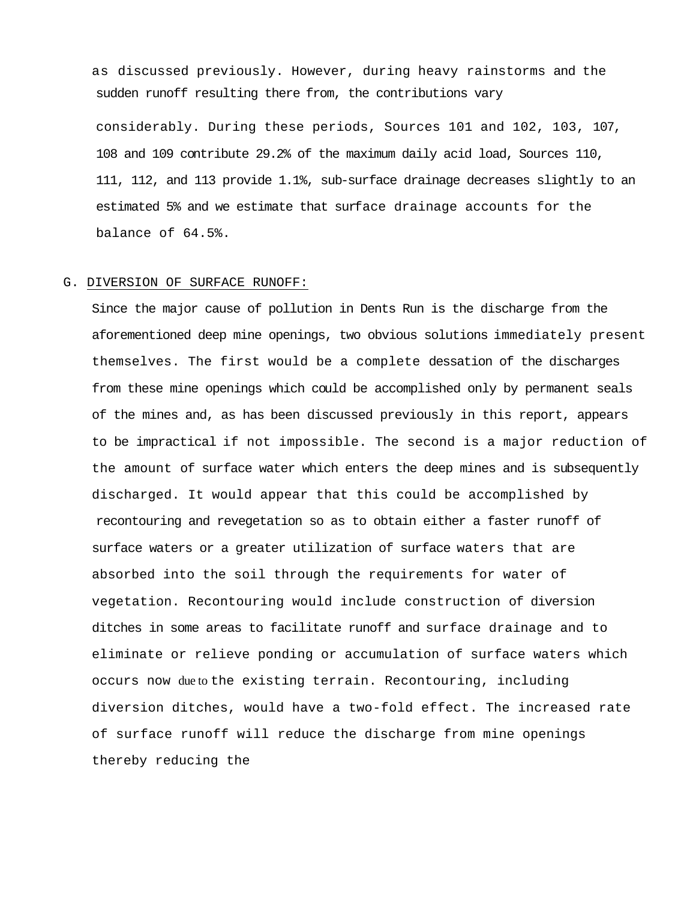as discussed previously. However, during heavy rainstorms and the sudden runoff resulting there from, the contributions vary considerably. During these periods, Sources 101 and 102, 103, 107, 108 and 109 contribute 29.2% of the maximum daily acid load, Sources 110, 111, 112, and 113 provide 1.1%, sub-surface drainage decreases slightly to an estimated 5% and we estimate that surface drainage accounts for the balance of 64.5%.

G. DIVERSION OF SURFACE RUNOFF:

Since the major cause of pollution in Dents Run is the discharge from the aforementioned deep mine openings, two obvious solutions immediately present themselves. The first would be a complete dessation of the discharges from these mine openings which could be accomplished only by permanent seals of the mines and, as has been discussed previously in this report, appears to be impractical if not impossible. The second is a major reduction of the amount of surface water which enters the deep mines and is subsequently discharged. It would appear that this could be accomplished by recontouring and revegetation so as to obtain either a faster runoff of surface waters or a greater utilization of surface waters that are absorbed into the soil through the requirements for water of vegetation. Recontouring would include construction of diversion ditches in some areas to facilitate runoff and surface drainage and to eliminate or relieve ponding or accumulation of surface waters which occurs now due to the existing terrain. Recontouring, including diversion ditches, would have a two-fold effect. The increased rate of surface runoff will reduce the discharge from mine openings thereby reducing the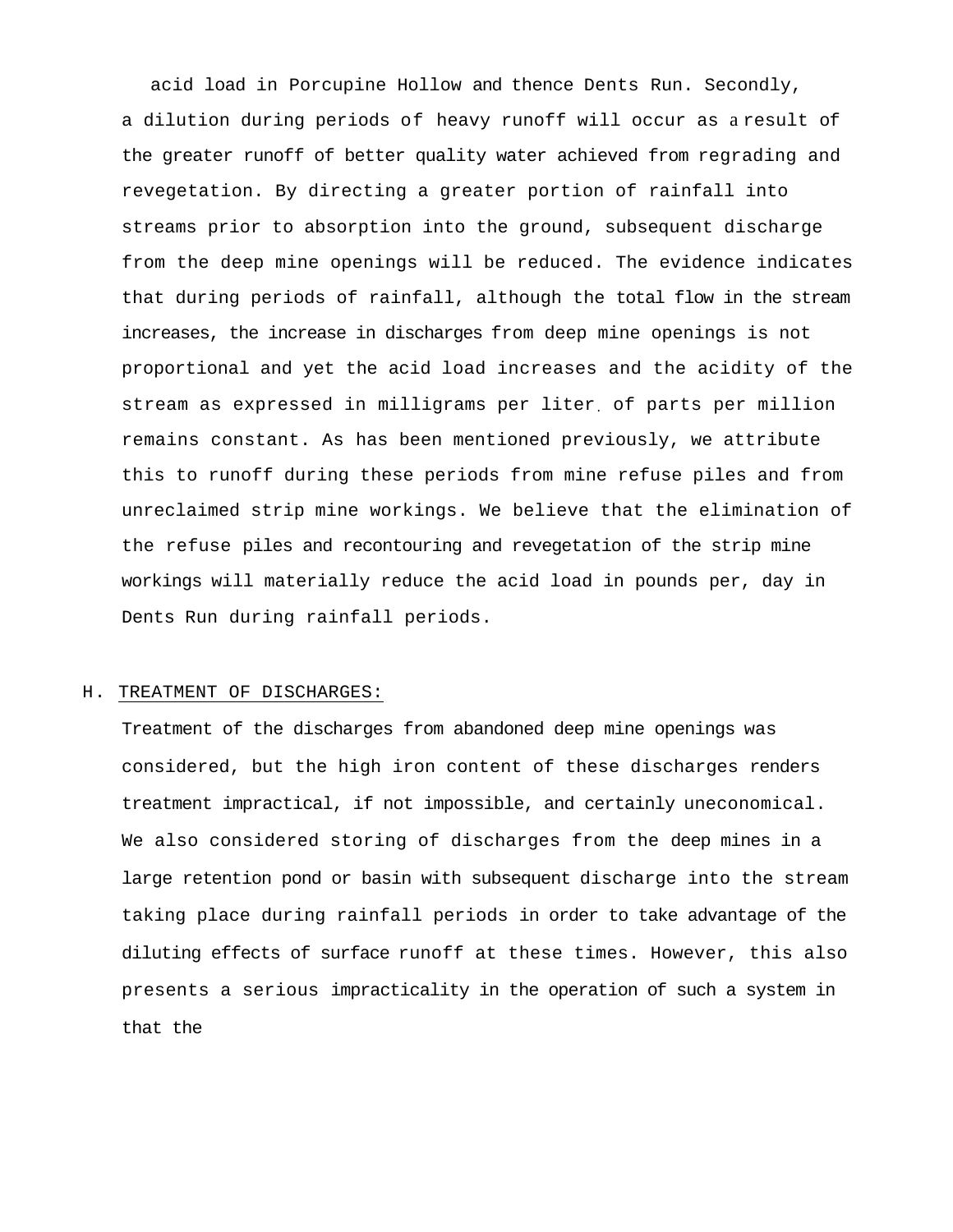acid load in Porcupine Hollow and thence Dents Run. Secondly, a dilution during periods of heavy runoff will occur as a result of the greater runoff of better quality water achieved from regrading and revegetation. By directing a greater portion of rainfall into streams prior to absorption into the ground, subsequent discharge from the deep mine openings will be reduced. The evidence indicates that during periods of rainfall, although the total flow in the stream increases, the increase in discharges from deep mine openings is not proportional and yet the acid load increases and the acidity of the stream as expressed in milligrams per liter of parts per million remains constant. As has been mentioned previously, we attribute this to runoff during these periods from mine refuse piles and from unreclaimed strip mine workings. We believe that the elimination of the refuse piles and recontouring and revegetation of the strip mine workings will materially reduce the acid load in pounds per, day in Dents Run during rainfall periods.

## H. TREATMENT OF DISCHARGES:

Treatment of the discharges from abandoned deep mine openings was considered, but the high iron content of these discharges renders treatment impractical, if not impossible, and certainly uneconomical. We also considered storing of discharges from the deep mines in a large retention pond or basin with subsequent discharge into the stream taking place during rainfall periods in order to take advantage of the diluting effects of surface runoff at these times. However, this also presents a serious impracticality in the operation of such a system in that the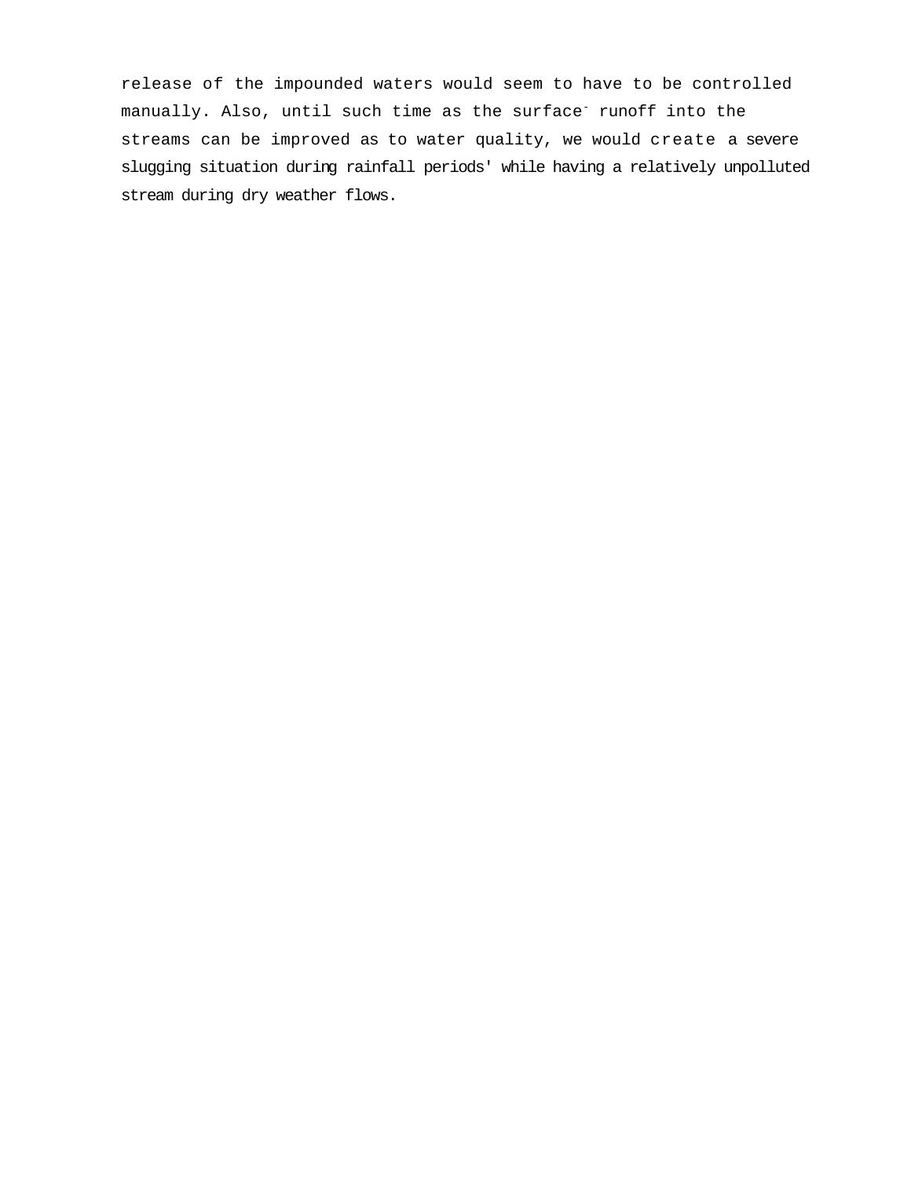release of the impounded waters would seem to have to be controlled manually. Also, until such time as the surface- runoff into the streams can be improved as to water quality, we would create a severe slugging situation during rainfall periods' while having a relatively unpolluted stream during dry weather flows.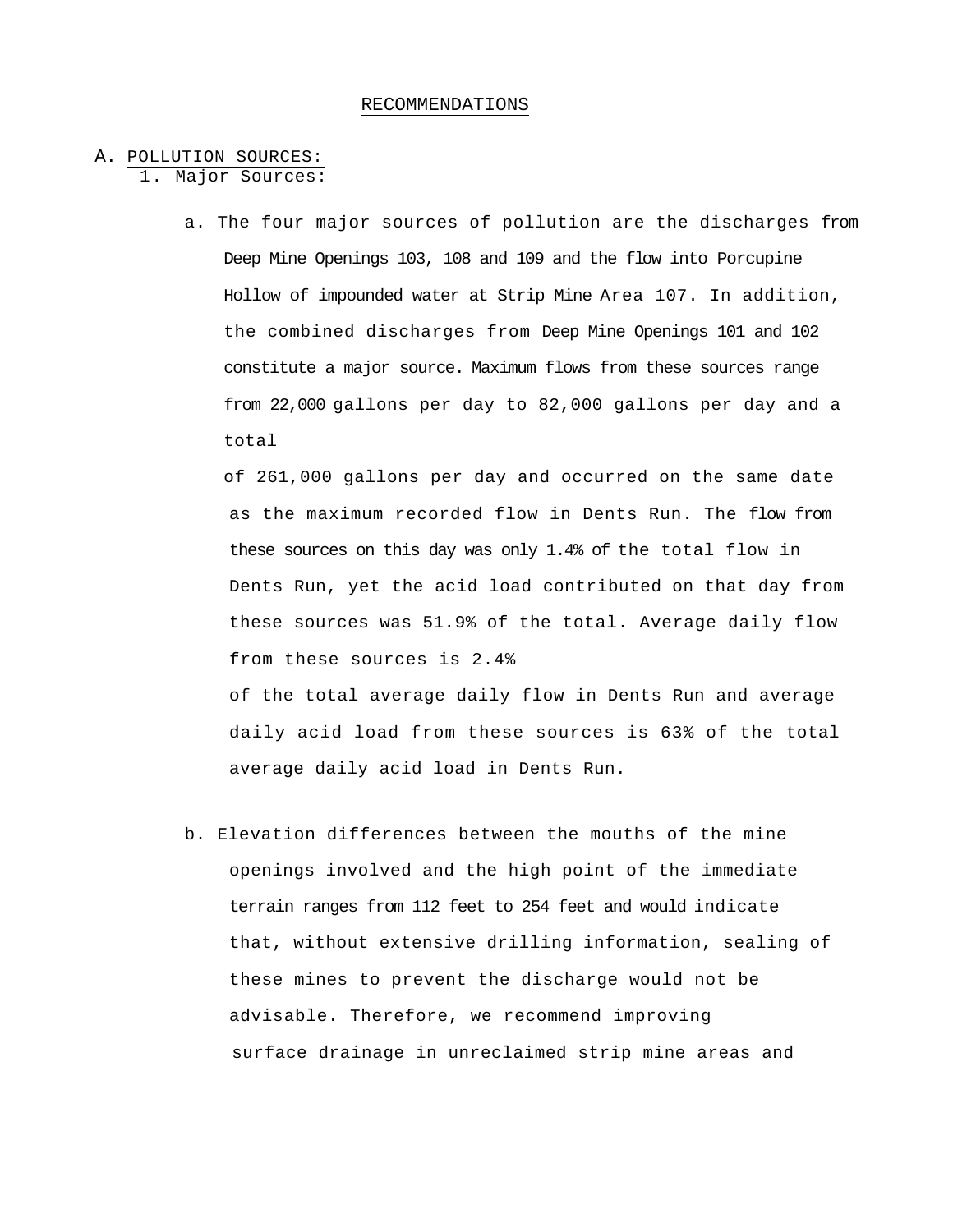# RECOMMENDATIONS

## A. POLLUTION SOURCES:

### 1. Major Sources:

a. The four major sources of pollution are the discharges from Deep Mine Openings 103, 108 and 109 and the flow into Porcupine Hollow of impounded water at Strip Mine Area 107. In addition, the combined discharges from Deep Mine Openings 101 and 102 constitute a major source. Maximum flows from these sources range from 22,000 gallons per day to 82,000 gallons per day and a total of 261,000 gallons per day and occurred on the same date as the maximum recorded flow in Dents Run. The flow from these sources on this day was only 1.4% of the total flow in Dents Run, yet the acid load contributed on that day from these sources was 51.9% of the total. Average daily flow from these sources is 2.4% of the total average daily flow in Dents Run and average daily acid load from these sources is 63% of the total average daily acid load in Dents Run.

b. Elevation differences between the mouths of the mine openings involved and the high point of the immediate terrain ranges from 112 feet to 254 feet and would indicate that, without extensive drilling information, sealing of these mines to prevent the discharge would not be advisable. Therefore, we recommend improving surface drainage in unreclaimed strip mine areas and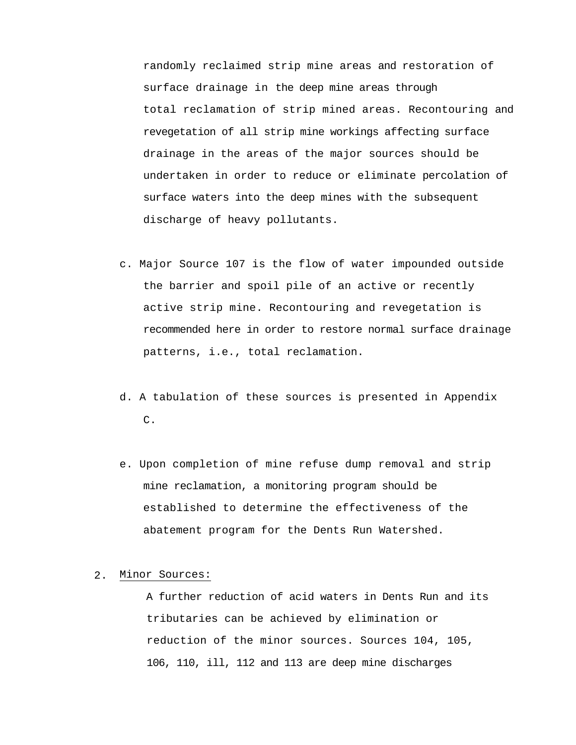randomly reclaimed strip mine areas and restoration of surface drainage in the deep mine areas through total reclamation of strip mined areas. Recontouring and revegetation of all strip mine workings affecting surface drainage in the areas of the major sources should be undertaken in order to reduce or eliminate percolation of surface waters into the deep mines with the subsequent discharge of heavy pollutants.

c. Major Source 107 is the flow of water impounded outside the barrier and spoil pile of an active or recently active strip mine. Recontouring and revegetation is recommended here in order to restore normal surface drainage patterns, i.e., total reclamation.

d. A tabulation of these sources is presented in Appendix C.

e. Upon completion of mine refuse dump removal and strip mine reclamation, a monitoring program should be established to determine the effectiveness of the abatement program for the Dents Run Watershed.

2. Minor Sources:

A further reduction of acid waters in Dents Run and its tributaries can be achieved by elimination or reduction of the minor sources. Sources 104, 105, 106, 110, ill, 112 and 113 are deep mine discharges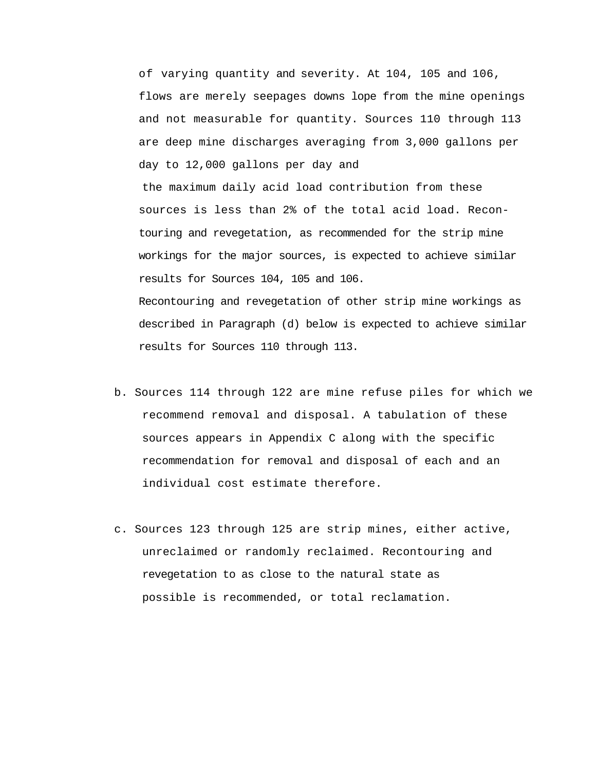of varying quantity and severity. At 104, 105 and 106, flows are merely seepages downs lope from the mine openings and not measurable for quantity. Sources 110 through 113 are deep mine discharges averaging from 3,000 gallons per day to 12,000 gallons per day and the maximum daily acid load contribution from these sources is less than 2% of the total acid load. Recontouring and revegetation, as recommended for the strip mine workings for the major sources, is expected to achieve similar results for Sources 104, 105 and 106.

Recontouring and revegetation of other strip mine workings as described in Paragraph (d) below is expected to achieve similar results for Sources 110 through 113.

b. Sources 114 through 122 are mine refuse piles for which we recommend removal and disposal. A tabulation of these sources appears in Appendix C along with the specific recommendation for removal and disposal of each and an individual cost estimate therefore.

c. Sources 123 through 125 are strip mines, either active, unreclaimed or randomly reclaimed. Recontouring and revegetation to as close to the natural state as possible is recommended, or total reclamation.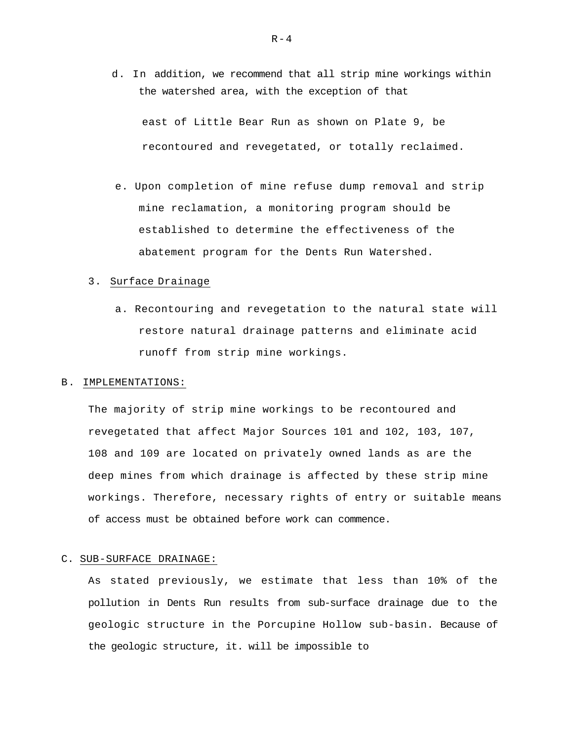d. In addition, we recommend that all strip mine workings within the watershed area, with the exception of that east of Little Bear Run as shown on Plate 9, be recontoured and revegetated, or totally reclaimed.

e. Upon completion of mine refuse dump removal and strip mine reclamation, a monitoring program should be established to determine the effectiveness of the abatement program for the Dents Run Watershed.

3. Surface Drainage

a. Recontouring and revegetation to the natural state will restore natural drainage patterns and eliminate acid runoff from strip mine workings.

B. IMPLEMENTATIONS:

The majority of strip mine workings to be recontoured and revegetated that affect Major Sources 101 and 102, 103, 107, 108 and 109 are located on privately owned lands as are the deep mines from which drainage is affected by these strip mine workings. Therefore, necessary rights of entry or suitable means of access must be obtained before work can commence.

C. SUB-SURFACE DRAINAGE:

As stated previously, we estimate that less than 10% of the pollution in Dents Run results from sub-surface drainage due to the geologic structure in the Porcupine Hollow sub-basin. Because of the geologic structure, it. will be impossible to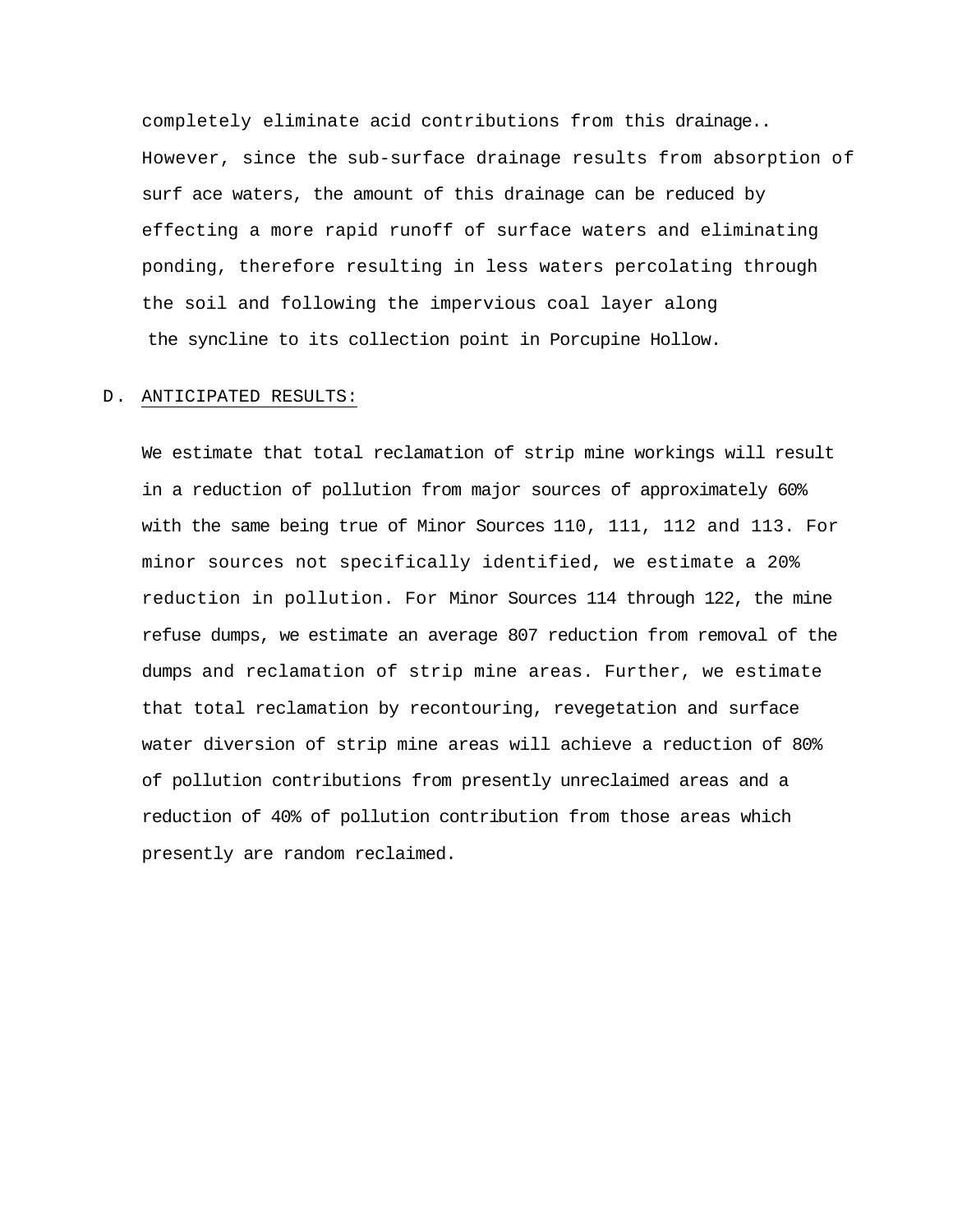completely eliminate acid contributions from this drainage.. However, since the sub-surface drainage results from absorption of surf ace waters, the amount of this drainage can be reduced by effecting a more rapid runoff of surface waters and eliminating ponding, therefore resulting in less waters percolating through the soil and following the impervious coal layer along the syncline to its collection point in Porcupine Hollow.

## D. ANTICIPATED RESULTS:

We estimate that total reclamation of strip mine workings will result in a reduction of pollution from major sources of approximately 60% with the same being true of Minor Sources 110, 111, 112 and 113. For minor sources not specifically identified, we estimate a 20% reduction in pollution. For Minor Sources 114 through 122, the mine refuse dumps, we estimate an average 807 reduction from removal of the dumps and reclamation of strip mine areas. Further, we estimate that total reclamation by recontouring, revegetation and surface water diversion of strip mine areas will achieve a reduction of 80% of pollution contributions from presently unreclaimed areas and a reduction of 40% of pollution contribution from those areas which presently are random reclaimed.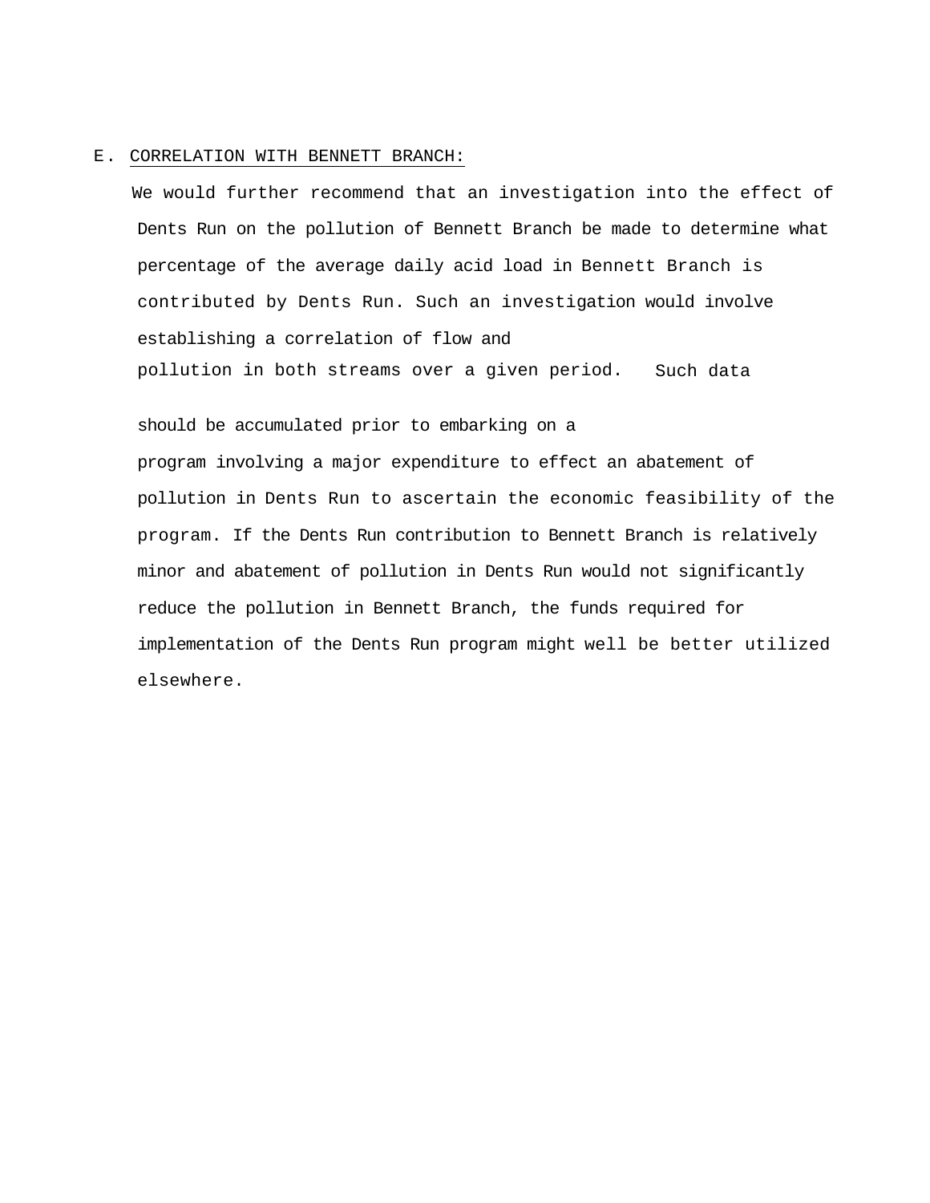## E. CORRELATION WITH BENNETT BRANCH:

We would further recommend that an investigation into the effect of Dents Run on the pollution of Bennett Branch be made to determine what percentage of the average daily acid load in Bennett Branch is contributed by Dents Run. Such an investigation would involve establishing a correlation of flow and pollution in both streams over a given period. Such data should be accumulated prior to embarking on a program involving a major expenditure to effect an abatement of pollution in Dents Run to ascertain the economic feasibility of the program. If the Dents Run contribution to Bennett Branch is relatively minor and abatement of pollution in Dents Run would not significantly reduce the pollution in Bennett Branch, the funds required for implementation of the Dents Run program might well be better utilized elsewhere.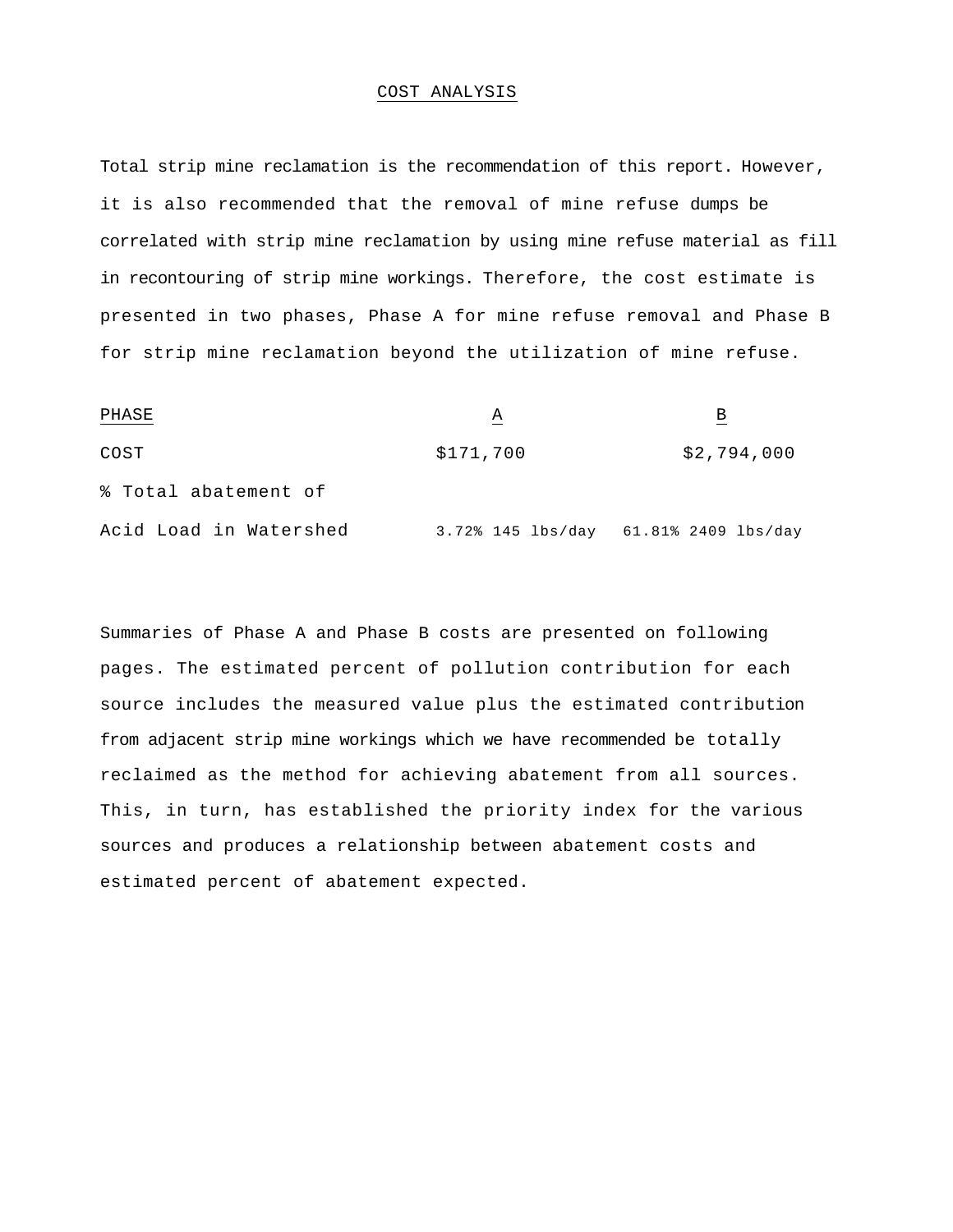# COST ANALYSIS

Total strip mine reclamation is the recommendation of this report. However, it is also recommended that the removal of mine refuse dumps be correlated with strip mine reclamation by using mine refuse material as fill in recontouring of strip mine workings. Therefore, the cost estimate is presented in two phases, Phase A for mine refuse removal and Phase B for strip mine reclamation beyond the utilization of mine refuse.

| PHASE | A | B |
|---|---|---|
| COST | $171,700 | $2,794,000 |
| % Total abatement of Acid Load in Watershed | 3.72% 145 lbs/day | 61.81% 2409 lbs/day |

Summaries of Phase A and Phase B costs are presented on following pages. The estimated percent of pollution contribution for each source includes the measured value plus the estimated contribution from adjacent strip mine workings which we have recommended be totally reclaimed as the method for achieving abatement from all sources. This, in turn, has established the priority index for the various sources and produces a relationship between abatement costs and estimated percent of abatement expected.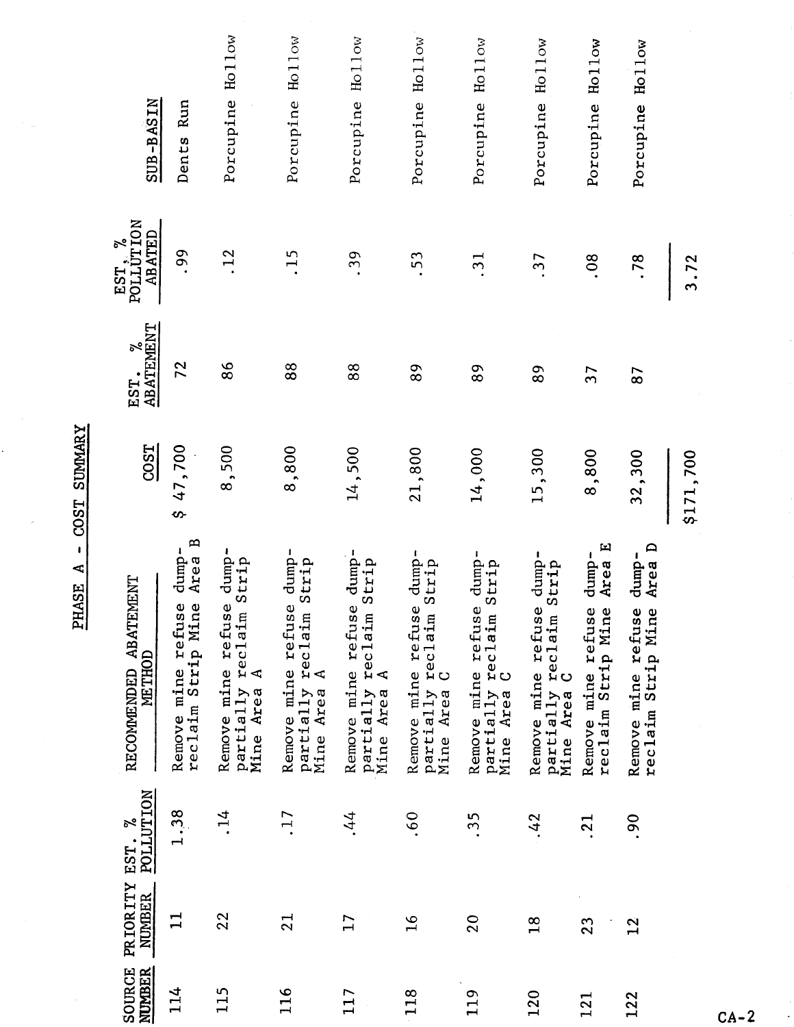# PHASE A - COST SUMMARY

| SOURCE NUMBER | PRIORITY NUMBER | EST. % POLLUTION | RECOMMENDED ABATEMENT METHOD | COST | EST. % ABATEMENT | EST. % POLLUTION ABATED | SUB-BASIN |
|---|---|---|---|---|---|---|---|
| 114 | 11 | 1.38 | Remove mine refuse dump-reclaim Strip Mine Area B | $ 47,700 | 72 | .99 | Dents Run |
| 115 | 22 | .14 | Remove mine refuse dump-partially reclaim Strip Mine Area A | 8,500 | 86 | .12 | Porcupine Hollow |
| 116 | 21 | .17 | Remove mine refuse dump-partially reclaim Strip Mine Area A | 8,800 | 88 | .15 | Porcupine Hollow |
| 117 | 17 | .44 | Remove mine refuse dump-partially reclaim Strip Mine Area A | 14,500 | 88 | .39 | Porcupine Hollow |
| 118 | 16 | .60 | Remove mine refuse dump-partially reclaim Strip Mine Area C | 21,800 | 89 | .53 | Porcupine Hollow |
| 119 | 20 | .35 | Remove mine refuse dump-partially reclaim Strip Mine Area C | 14,000 | 89 | .31 | Porcupine Hollow |
| 120 | 18 | .42 | Remove mine refuse dump-partially reclaim Strip Mine Area C | 15,300 | 89 | .37 | Porcupine Hollow |
| 121 | 23 | .21 | Remove mine refuse dump-reclaim Strip Mine Area E | 8,800 | 37 | .08 | Porcupine Hollow |
| 122 | 12 | .90 | Remove mine refuse dump-reclaim Strip Mine Area D | 32,300 | 87 | .78 | Porcupine Hollow |
| | | | | $171,700 | | 3.72 | |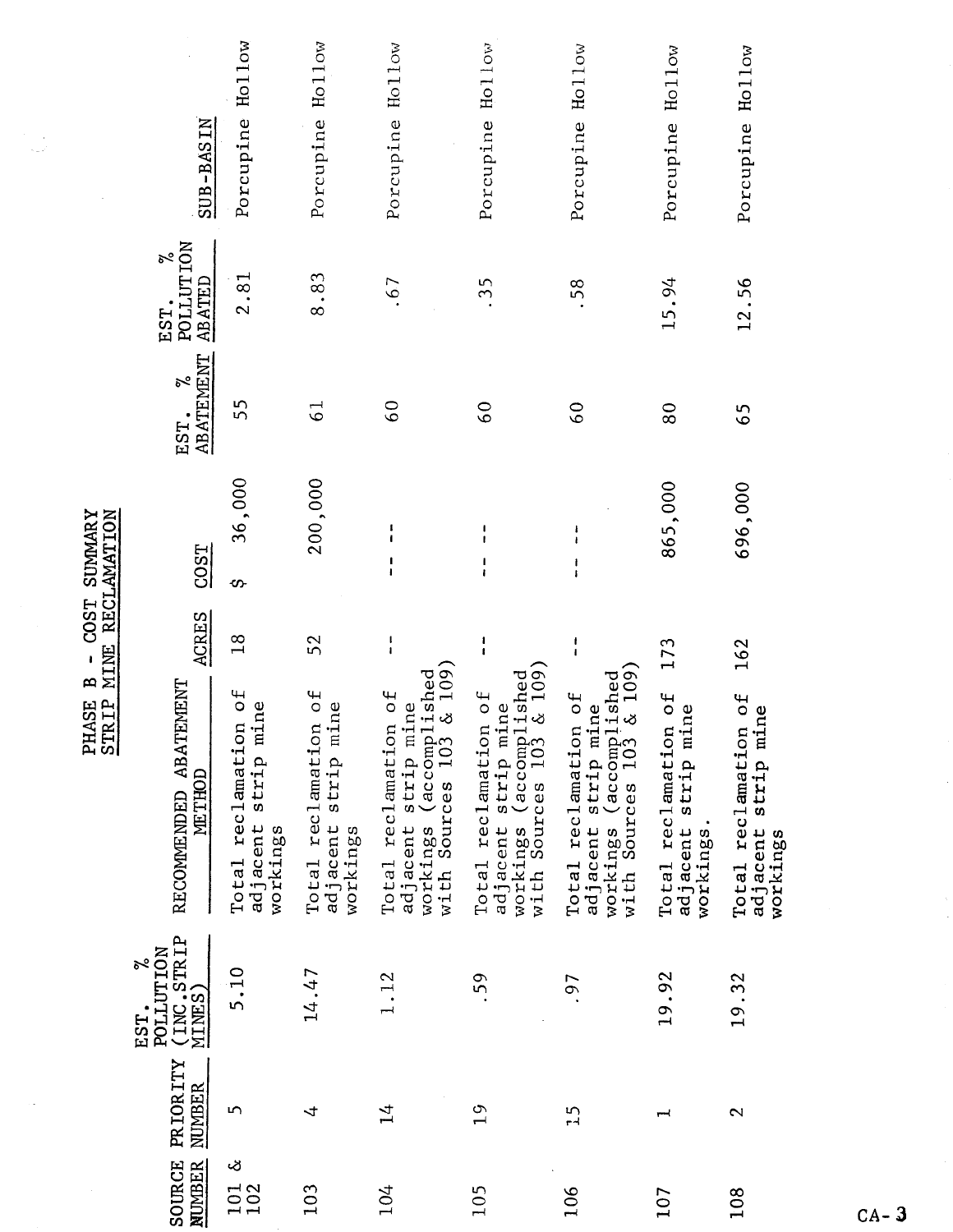# PHASE B - COST SUMMARY
## STRIP MINE RECLAMATION

| SOURCE NUMBER | PRIORITY NUMBER | EST. % POLLUTION (INC. STRIP MINES) | RECOMMENDED ABATEMENT METHOD | ACRES | COST | EST. % ABATEMENT | EST. % POLLUTION ABATED | SUB-BASIN |
|---|---|---|---|---|---|---|---|---|
| 101 & 102 | 5 | 5.10 | Total reclamation of adjacent strip mine workings | 18 | $ 36,000 | 55 | 2.81 | Porcupine Hollow |
| 103 | 4 | 14.47 | Total reclamation of adjacent strip mine workings | 52 | 200,000 | 61 | 8.83 | Porcupine Hollow |
| 104 | 14 | 1.12 | Total reclamation of adjacent strip mine workings (accomplished with Sources 103 & 109) | -- | -- -- | 60 | .67 | Porcupine Hollow |
| 105 | 19 | .59 | Total reclamation of adjacent strip mine workings (accomplished with Sources 103 & 109) | -- | -- -- | 60 | .35 | Porcupine Hollow |
| 106 | 15 | .97 | Total reclamation of adjacent strip mine workings (accomplished with Sources 103 & 109) | -- | -- -- | 60 | .58 | Porcupine Hollow |
| 107 | 1 | 19.92 | Total reclamation of adjacent strip mine workings. | 173 | 865,000 | 80 | 15.94 | Porcupine Hollow |
| 108 | 2 | 19.32 | Total reclamation of adjacent strip mine workings | 162 | 696,000 | 65 | 12.56 | Porcupine Hollow |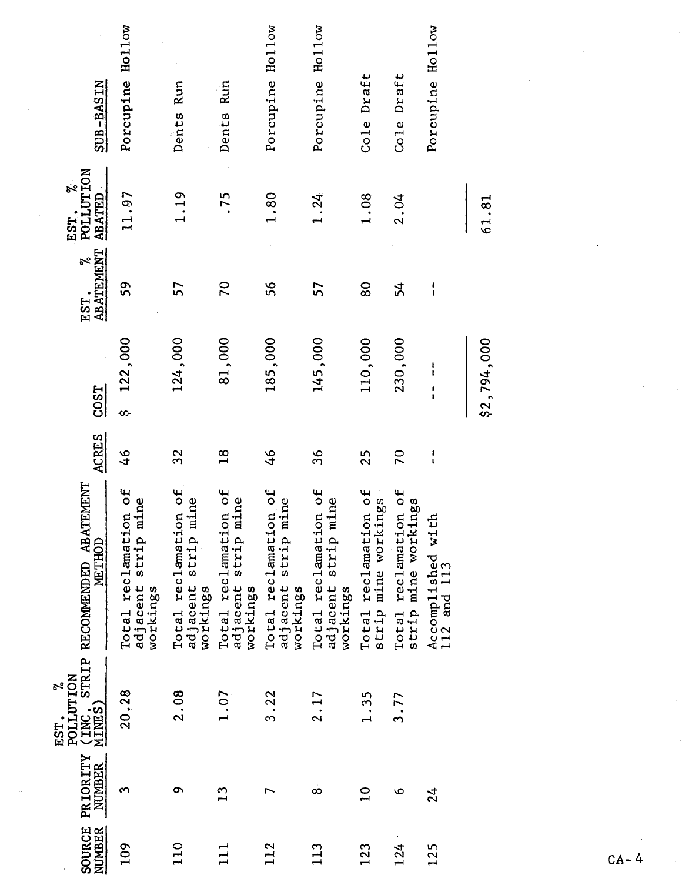| SOURCE NUMBER | PRIORITY NUMBER | EST. % POLLUTION (INC. STRIP MINES) | RECOMMENDED ABATEMENT METHOD | ACRES | COST | EST. % ABATEMENT | EST. % POLLUTION ABATED | SUB-BASIN |
|---|---|---|---|---|---|---|---|---|
| 109 | 3 | 20.28 | Total reclamation of adjacent strip mine workings | 46 | $ 122,000 | 59 | 11.97 | Porcupine Hollow |
| 110 | 9 | 2.08 | Total reclamation of adjacent strip mine workings | 32 | 124,000 | 57 | 1.19 | Dents Run |
| 111 | 13 | 1.07 | Total reclamation of adjacent strip mine workings | 18 | 81,000 | 70 | .75 | Dents Run |
| 112 | 7 | 3.22 | Total reclamation of adjacent strip mine workings | 46 | 185,000 | 56 | 1.80 | Porcupine Hollow |
| 113 | 8 | 2.17 | Total reclamation of adjacent strip mine workings | 36 | 145,000 | 57 | 1.24 | Porcupine Hollow |
| 123 | 10 | 1.35 | Total reclamation of strip mine workings | 25 | 110,000 | 80 | 1.08 | Cole Draft |
| 124 | 6 | 3.77 | Total reclamation of strip mine workings | 70 | 230,000 | 54 | 2.04 | Cole Draft |
| 125 | 24 | | Accomplished with 112 and 113 | -- | -- -- | -- | | Porcupine Hollow |
| | | | | | $2,794,000 | | 61.81 | |

CA-4